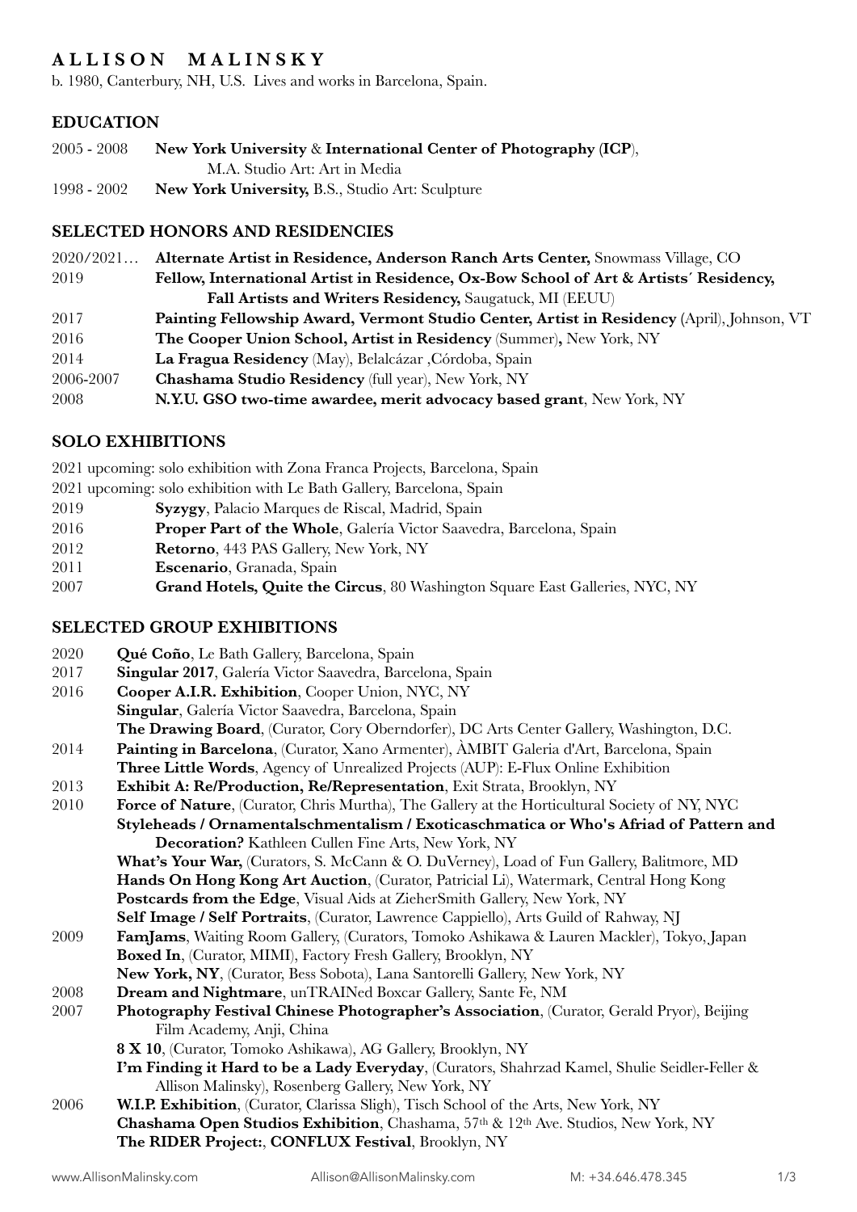# A L L I S O N   M A L I N S K Y

b. 1980, Canterbury, NH, U.S. Lives and works in Barcelona, Spain.

## EDUCATION

2005 - 2008 **New York University** & **International Center of Photography (ICP)**, M.A. Studio Art: Art in Media

1998 - 2002 **New York University,** B.S., Studio Art: Sculpture

## SELECTED HONORS AND RESIDENCIES

2020/2021… **Alternate Artist in Residence, Anderson Ranch Arts Center,** Snowmass Village, CO

2019 **Fellow, International Artist in Residence, Ox-Bow School of Art & Artists´ Residency, Fall Artists and Writers Residency,** Saugatuck, MI (EEUU)

2017 **Painting Fellowship Award, Vermont Studio Center, Artist in Residency** (April), Johnson, VT

2016 **The Cooper Union School, Artist in Residency** (Summer)**,** New York, NY

2014 **La Fragua Residency** (May), Belalcázar ,Córdoba, Spain

2006-2007 **Chashama Studio Residency** (full year), New York, NY

2008 **N.Y.U. GSO two-time awardee, merit advocacy based grant**, New York, NY

## SOLO EXHIBITIONS

2021 upcoming: solo exhibition with Zona Franca Projects, Barcelona, Spain

2021 upcoming: solo exhibition with Le Bath Gallery, Barcelona, Spain

2019 **Syzygy**, Palacio Marques de Riscal, Madrid, Spain

2016 **Proper Part of the Whole**, Galería Victor Saavedra, Barcelona, Spain

2012 **Retorno**, 443 PAS Gallery, New York, NY

2011 **Escenario**, Granada, Spain

2007 **Grand Hotels, Quite the Circus**, 80 Washington Square East Galleries, NYC, NY

## SELECTED GROUP EXHIBITIONS

2020 **Qué Coño**, Le Bath Gallery, Barcelona, Spain

2017 **Singular 2017**, Galería Victor Saavedra, Barcelona, Spain

2016 **Cooper A.I.R. Exhibition**, Cooper Union, NYC, NY
**Singular**, Galería Victor Saavedra, Barcelona, Spain
**The Drawing Board**, (Curator, Cory Oberndorfer), DC Arts Center Gallery, Washington, D.C.

2014 **Painting in Barcelona**, (Curator, Xano Armenter), ÀMBIT Galeria d'Art, Barcelona, Spain
**Three Little Words**, Agency of Unrealized Projects (AUP): E-Flux Online Exhibition

2013 **Exhibit A: Re/Production, Re/Representation**, Exit Strata, Brooklyn, NY

2010 **Force of Nature**, (Curator, Chris Murtha), The Gallery at the Horticultural Society of NY, NYC
**Styleheads / Ornamentalschmentalism / Exoticaschmatica or Who's Afriad of Pattern and Decoration?** Kathleen Cullen Fine Arts, New York, NY
**What's Your War,** (Curators, S. McCann & O. DuVerney), Load of Fun Gallery, Balitmore, MD
**Hands On Hong Kong Art Auction**, (Curator, Patricial Li), Watermark, Central Hong Kong
**Postcards from the Edge**, Visual Aids at ZieherSmith Gallery, New York, NY
**Self Image / Self Portraits**, (Curator, Lawrence Cappiello), Arts Guild of Rahway, NJ

2009 **FamJams**, Waiting Room Gallery, (Curators, Tomoko Ashikawa & Lauren Mackler), Tokyo, Japan
**Boxed In**, (Curator, MIMI), Factory Fresh Gallery, Brooklyn, NY
**New York, NY**, (Curator, Bess Sobota), Lana Santorelli Gallery, New York, NY

2008 **Dream and Nightmare**, unTRAINed Boxcar Gallery, Sante Fe, NM

2007 **Photography Festival Chinese Photographer's Association**, (Curator, Gerald Pryor), Beijing Film Academy, Anji, China
**8 X 10**, (Curator, Tomoko Ashikawa), AG Gallery, Brooklyn, NY
**I'm Finding it Hard to be a Lady Everyday**, (Curators, Shahrzad Kamel, Shulie Seidler-Feller & Allison Malinsky), Rosenberg Gallery, New York, NY

2006 **W.I.P. Exhibition**, (Curator, Clarissa Sligh), Tisch School of the Arts, New York, NY
**Chashama Open Studios Exhibition**, Chashama, 57th & 12th Ave. Studios, New York, NY
**The RIDER Project:**, **CONFLUX Festival**, Brooklyn, NY

www.AllisonMalinsky.com Allison@AllisonMalinsky.com M: +34.646.478.345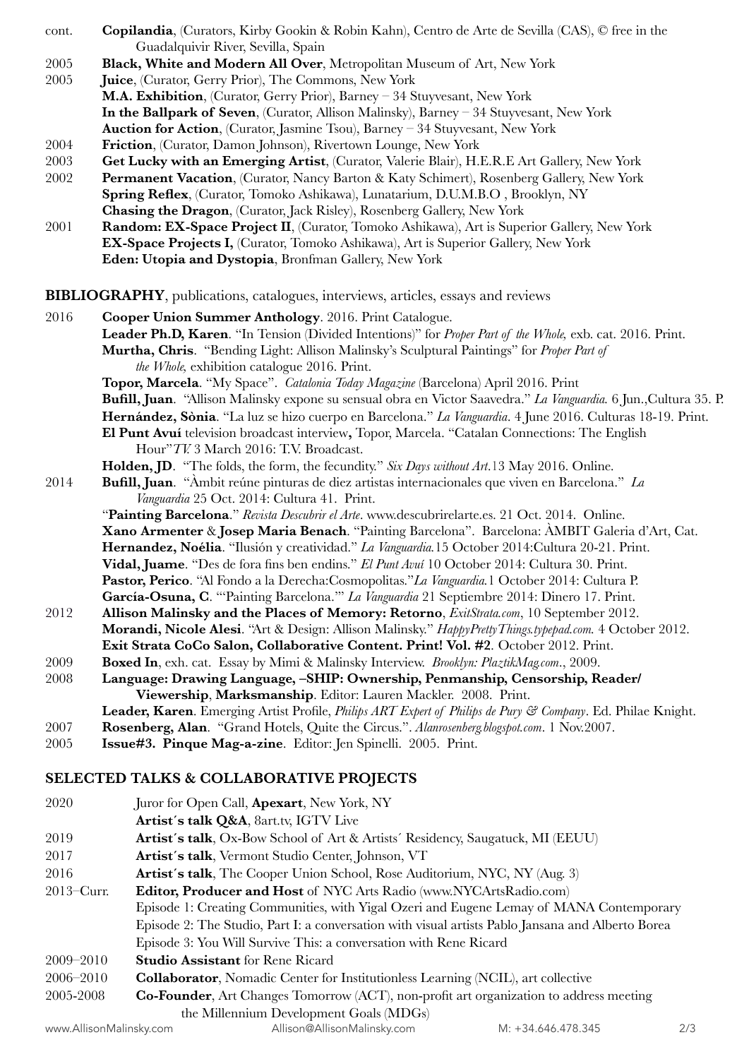cont. **Copilandia**, (Curators, Kirby Gookin & Robin Kahn), Centro de Arte de Sevilla (CAS), © free in the Guadalquivir River, Sevilla, Spain

2005 **Black, White and Modern All Over**, Metropolitan Museum of Art, New York

2005 **Juice**, (Curator, Gerry Prior), The Commons, New York

**M.A. Exhibition**, (Curator, Gerry Prior), Barney – 34 Stuyvesant, New York

**In the Ballpark of Seven**, (Curator, Allison Malinsky), Barney – 34 Stuyvesant, New York

**Auction for Action**, (Curator, Jasmine Tsou), Barney – 34 Stuyvesant, New York

2004 **Friction**, (Curator, Damon Johnson), Rivertown Lounge, New York

2003 **Get Lucky with an Emerging Artist**, (Curator, Valerie Blair), H.E.R.E Art Gallery, New York

2002 **Permanent Vacation**, (Curator, Nancy Barton & Katy Schimert), Rosenberg Gallery, New York

**Spring Reflex**, (Curator, Tomoko Ashikawa), Lunatarium, D.U.M.B.O , Brooklyn, NY

**Chasing the Dragon**, (Curator, Jack Risley), Rosenberg Gallery, New York

2001 **Random: EX-Space Project II**, (Curator, Tomoko Ashikawa), Art is Superior Gallery, New York

**EX-Space Projects I,** (Curator, Tomoko Ashikawa), Art is Superior Gallery, New York

**Eden: Utopia and Dystopia**, Bronfman Gallery, New York

## BIBLIOGRAPHY, publications, catalogues, interviews, articles, essays and reviews

2016 **Cooper Union Summer Anthology**. 2016. Print Catalogue.

**Leader Ph.D, Karen**. "In Tension (Divided Intentions)" for *Proper Part of the Whole,* exb. cat. 2016. Print.

**Murtha, Chris**. "Bending Light: Allison Malinsky's Sculptural Paintings" for *Proper Part of the Whole,* exhibition catalogue 2016. Print.

**Topor, Marcela**. "My Space". *Catalonia Today Magazine* (Barcelona) April 2016. Print

**Bufill, Juan**. "Allison Malinsky expone su sensual obra en Victor Saavedra." *La Vanguardia.* 6 Jun.,Cultura 35. P.

**Hernández, Sònia**. "La luz se hizo cuerpo en Barcelona." *La Vanguardia*. 4 June 2016. Culturas 18-19. Print.

**El Punt Avuí** television broadcast interview**,** Topor, Marcela. "Catalan Connections: The English Hour"*TV.* 3 March 2016: T.V. Broadcast.

**Holden, JD**. "The folds, the form, the fecundity." *Six Days without Art.*13 May 2016. Online.

2014 **Bufill, Juan**. "Àmbit reúne pinturas de diez artistas internacionales que viven en Barcelona." *La Vanguardia* 25 Oct. 2014: Cultura 41. Print.

"**Painting Barcelona**." *Revista Descubrir el Arte*. www.descubrirelarte.es. 21 Oct. 2014. Online.

**Xano Armenter** & **Josep Maria Benach**. "Painting Barcelona". Barcelona: ÀMBIT Galeria d'Art, Cat.

**Hernandez, Noélia**. "Ilusión y creatividad." *La Vanguardia.*15 October 2014:Cultura 20-21. Print.

**Vidal, Juame**. "Des de fora fins ben endins." *El Punt Avuí* 10 October 2014: Cultura 30. Print.

**Pastor, Perico**. "Al Fondo a la Derecha:Cosmopolitas."*La Vanguardia.*1 October 2014: Cultura P.

**García-Osuna, C**. "'Painting Barcelona.'" *La Vanguardia* 21 Septiembre 2014: Dinero 17. Print.

2012 **Allison Malinsky and the Places of Memory: Retorno**, *ExitStrata.com*, 10 September 2012.

**Morandi, Nicole Alesi**. "Art & Design: Allison Malinsky." *HappyPrettyThings.typepad.com.* 4 October 2012.

**Exit Strata CoCo Salon, Collaborative Content. Print! Vol. #2**. October 2012. Print.

2009 **Boxed In**, exh. cat. Essay by Mimi & Malinsky Interview. *Brooklyn: PlaztikMag.com.*, 2009.

2008 **Language: Drawing Language, –SHIP: Ownership, Penmanship, Censorship, Reader/ Viewership**, **Marksmanship**. Editor: Lauren Mackler. 2008. Print.

**Leader, Karen**. Emerging Artist Profile, *Philips ART Expert of Philips de Pury & Company*. Ed. Philae Knight.

2007 **Rosenberg, Alan**. "Grand Hotels, Quite the Circus.". *Alanrosenberg.blogspot.com*. 1 Nov.2007.

2005 **Issue#3. Pinque Mag-a-zine**. Editor: Jen Spinelli. 2005. Print.

## SELECTED TALKS & COLLABORATIVE PROJECTS

2020 Juror for Open Call, **Apexart**, New York, NY

**Artist´s talk Q&A**, 8art.tv, IGTV Live

2019 **Artist´s talk**, Ox-Bow School of Art & Artists´ Residency, Saugatuck, MI (EEUU)

2017 **Artist´s talk**, Vermont Studio Center, Johnson, VT

2016 **Artist´s talk**, The Cooper Union School, Rose Auditorium, NYC, NY (Aug. 3)

2013–Curr. **Editor, Producer and Host** of NYC Arts Radio (www.NYCArtsRadio.com)

Episode 1: Creating Communities, with Yigal Ozeri and Eugene Lemay of MANA Contemporary

Episode 2: The Studio, Part I: a conversation with visual artists Pablo Jansana and Alberto Borea

Episode 3: You Will Survive This: a conversation with Rene Ricard

2009–2010 **Studio Assistant** for Rene Ricard

2006–2010 **Collaborator**, Nomadic Center for Institutionless Learning (NCIL), art collective

2005-2008 **Co-Founder**, Art Changes Tomorrow (ACT), non-profit art organization to address meeting the Millennium Development Goals (MDGs)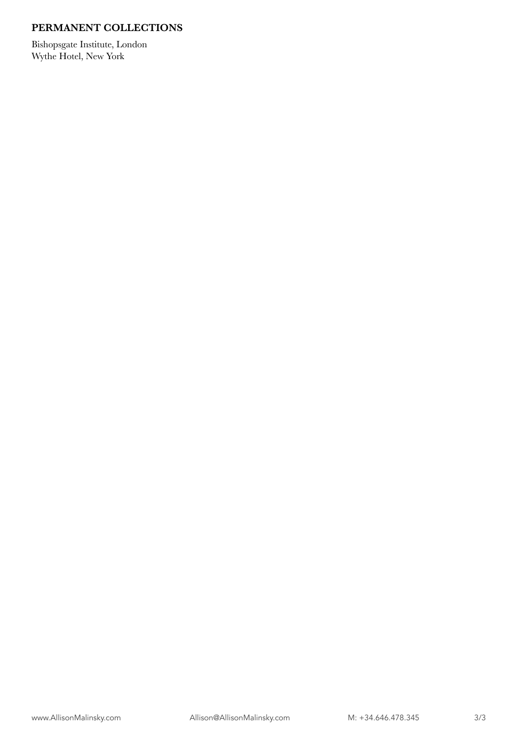## PERMANENT COLLECTIONS

Bishopsgate Institute, London
Wythe Hotel, New York